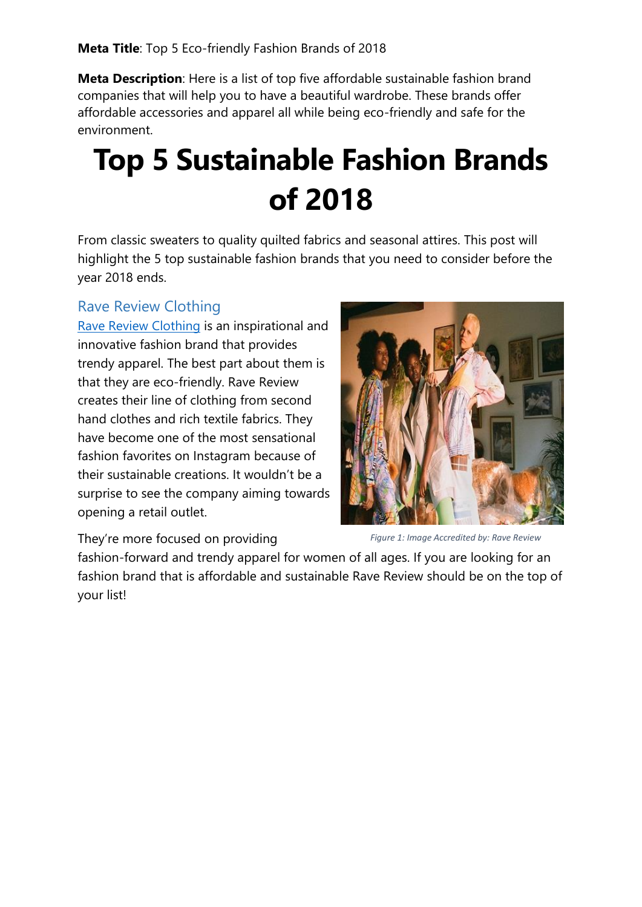**Meta Title**: Top 5 Eco-friendly Fashion Brands of 2018

**Meta Description**: Here is a list of top five affordable sustainable fashion brand companies that will help you to have a beautiful wardrobe. These brands offer affordable accessories and apparel all while being eco-friendly and safe for the environment.

# Top 5 Sustainable Fashion Brands of 2018

From classic sweaters to quality quilted fabrics and seasonal attires. This post will highlight the 5 top sustainable fashion brands that you need to consider before the year 2018 ends.

## Rave Review Clothing

Rave Review Clothing is an inspirational and innovative fashion brand that provides trendy apparel. The best part about them is that they are eco-friendly. Rave Review creates their line of clothing from second hand clothes and rich textile fabrics. They have become one of the most sensational fashion favorites on Instagram because of their sustainable creations. It wouldn't be a surprise to see the company aiming towards opening a retail outlet.

*Figure 1: Image Accredited by: Rave Review*

They're more focused on providing fashion-forward and trendy apparel for women of all ages. If you are looking for an fashion brand that is affordable and sustainable Rave Review should be on the top of your list!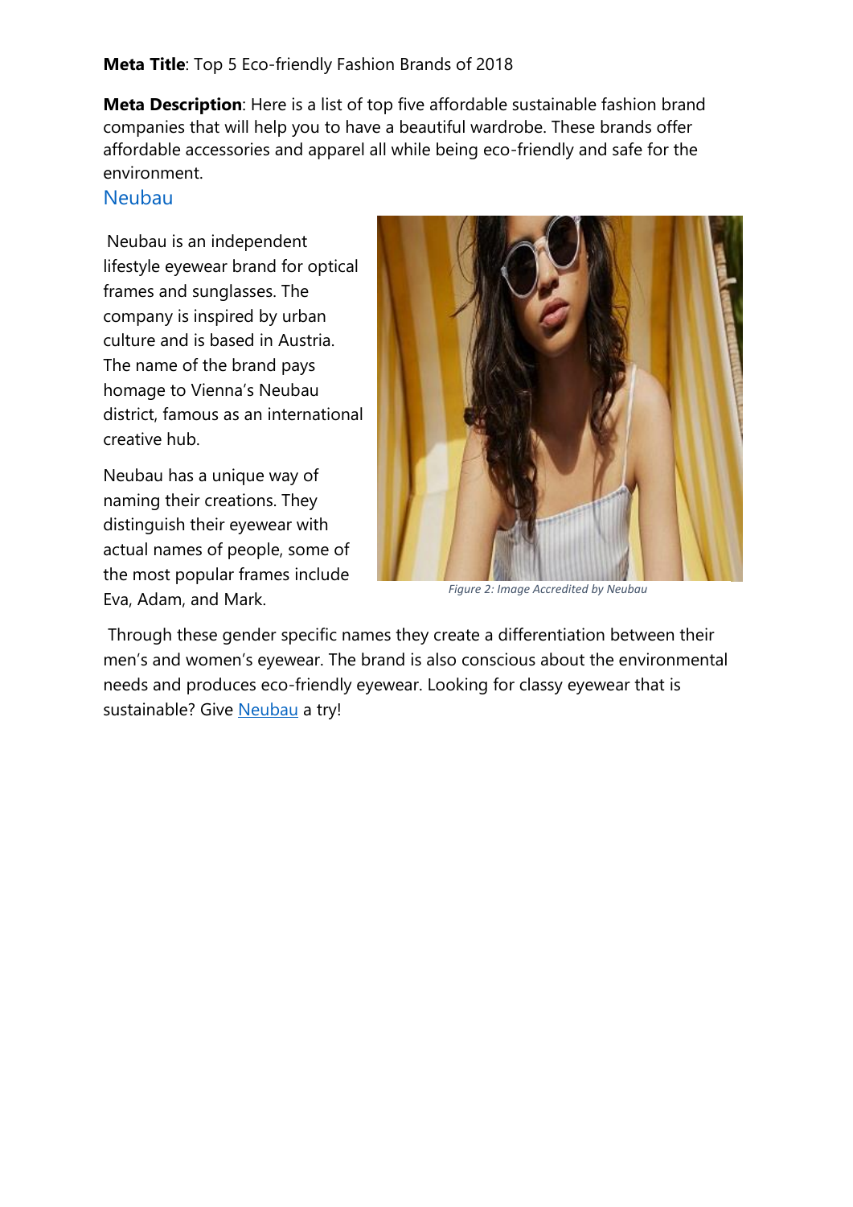**Meta Title**: Top 5 Eco-friendly Fashion Brands of 2018

**Meta Description**: Here is a list of top five affordable sustainable fashion brand companies that will help you to have a beautiful wardrobe. These brands offer affordable accessories and apparel all while being eco-friendly and safe for the environment.

## Neubau

Neubau is an independent lifestyle eyewear brand for optical frames and sunglasses. The company is inspired by urban culture and is based in Austria. The name of the brand pays homage to Vienna's Neubau district, famous as an international creative hub.

Neubau has a unique way of naming their creations. They distinguish their eyewear with actual names of people, some of the most popular frames include Eva, Adam, and Mark.

*Figure 2: Image Accredited by Neubau*

Through these gender specific names they create a differentiation between their men's and women's eyewear. The brand is also conscious about the environmental needs and produces eco-friendly eyewear. Looking for classy eyewear that is sustainable? Give Neubau a try!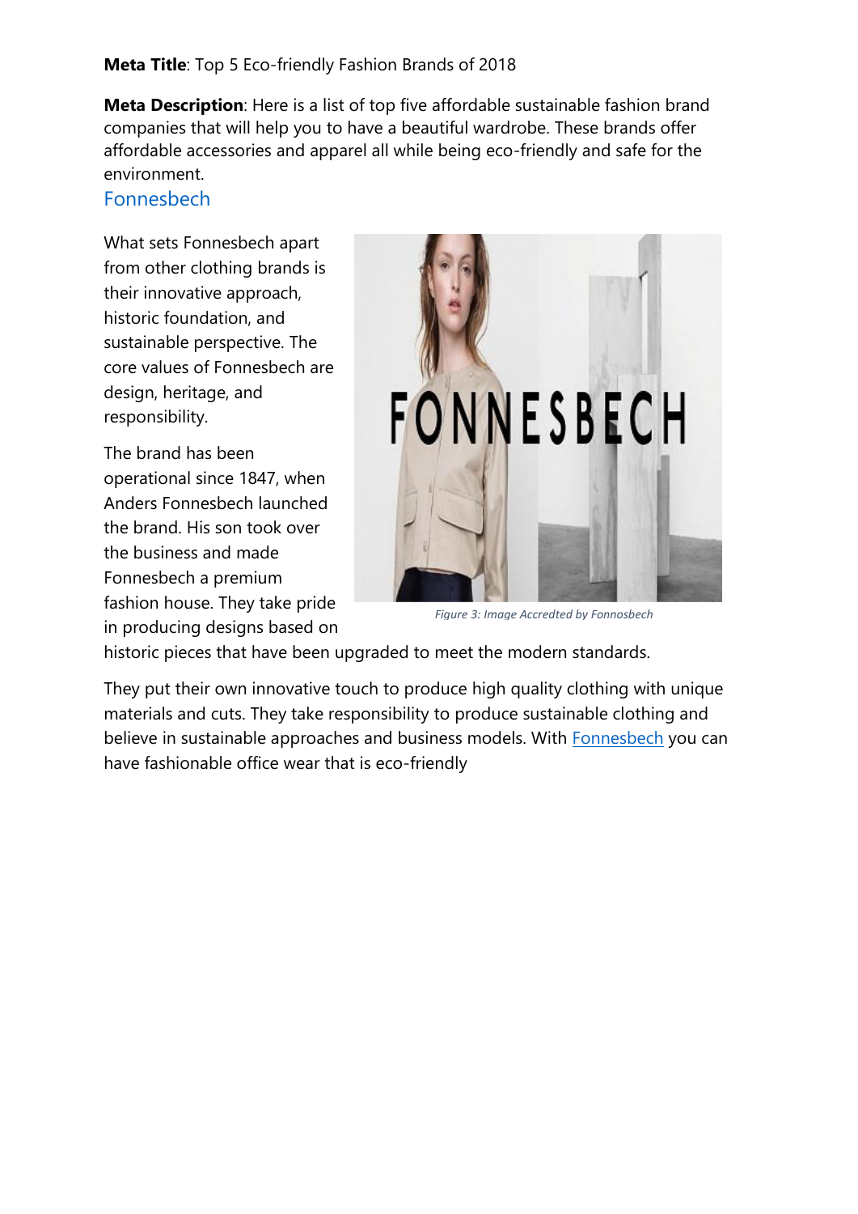**Meta Title**: Top 5 Eco-friendly Fashion Brands of 2018

**Meta Description**: Here is a list of top five affordable sustainable fashion brand companies that will help you to have a beautiful wardrobe. These brands offer affordable accessories and apparel all while being eco-friendly and safe for the environment.

## Fonnesbech

What sets Fonnesbech apart from other clothing brands is their innovative approach, historic foundation, and sustainable perspective. The core values of Fonnesbech are design, heritage, and responsibility.

*Figure 3: Image Accredted by Fonnosbech*

The brand has been operational since 1847, when Anders Fonnesbech launched the brand. His son took over the business and made Fonnesbech a premium fashion house. They take pride in producing designs based on historic pieces that have been upgraded to meet the modern standards.

They put their own innovative touch to produce high quality clothing with unique materials and cuts. They take responsibility to produce sustainable clothing and believe in sustainable approaches and business models. With Fonnesbech you can have fashionable office wear that is eco-friendly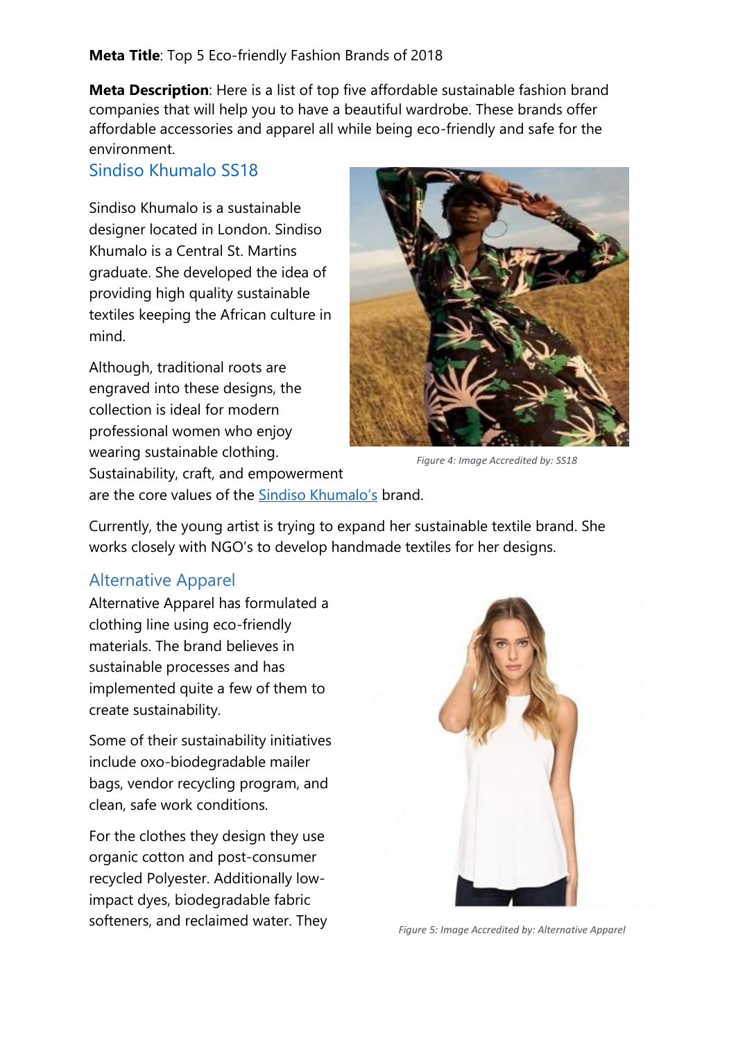**Meta Title**: Top 5 Eco-friendly Fashion Brands of 2018

**Meta Description**: Here is a list of top five affordable sustainable fashion brand companies that will help you to have a beautiful wardrobe. These brands offer affordable accessories and apparel all while being eco-friendly and safe for the environment.

## Sindiso Khumalo SS18

Sindiso Khumalo is a sustainable designer located in London. Sindiso Khumalo is a Central St. Martins graduate. She developed the idea of providing high quality sustainable textiles keeping the African culture in mind.

Although, traditional roots are engraved into these designs, the collection is ideal for modern professional women who enjoy wearing sustainable clothing. Sustainability, craft, and empowerment are the core values of the Sindiso Khumalo's brand.

*Figure 4: Image Accredited by: SS18*

Currently, the young artist is trying to expand her sustainable textile brand. She works closely with NGO's to develop handmade textiles for her designs.

## Alternative Apparel

Alternative Apparel has formulated a clothing line using eco-friendly materials. The brand believes in sustainable processes and has implemented quite a few of them to create sustainability.

Some of their sustainability initiatives include oxo-biodegradable mailer bags, vendor recycling program, and clean, safe work conditions.

For the clothes they design they use organic cotton and post-consumer recycled Polyester. Additionally low-impact dyes, biodegradable fabric softeners, and reclaimed water. They

*Figure 5: Image Accredited by: Alternative Apparel*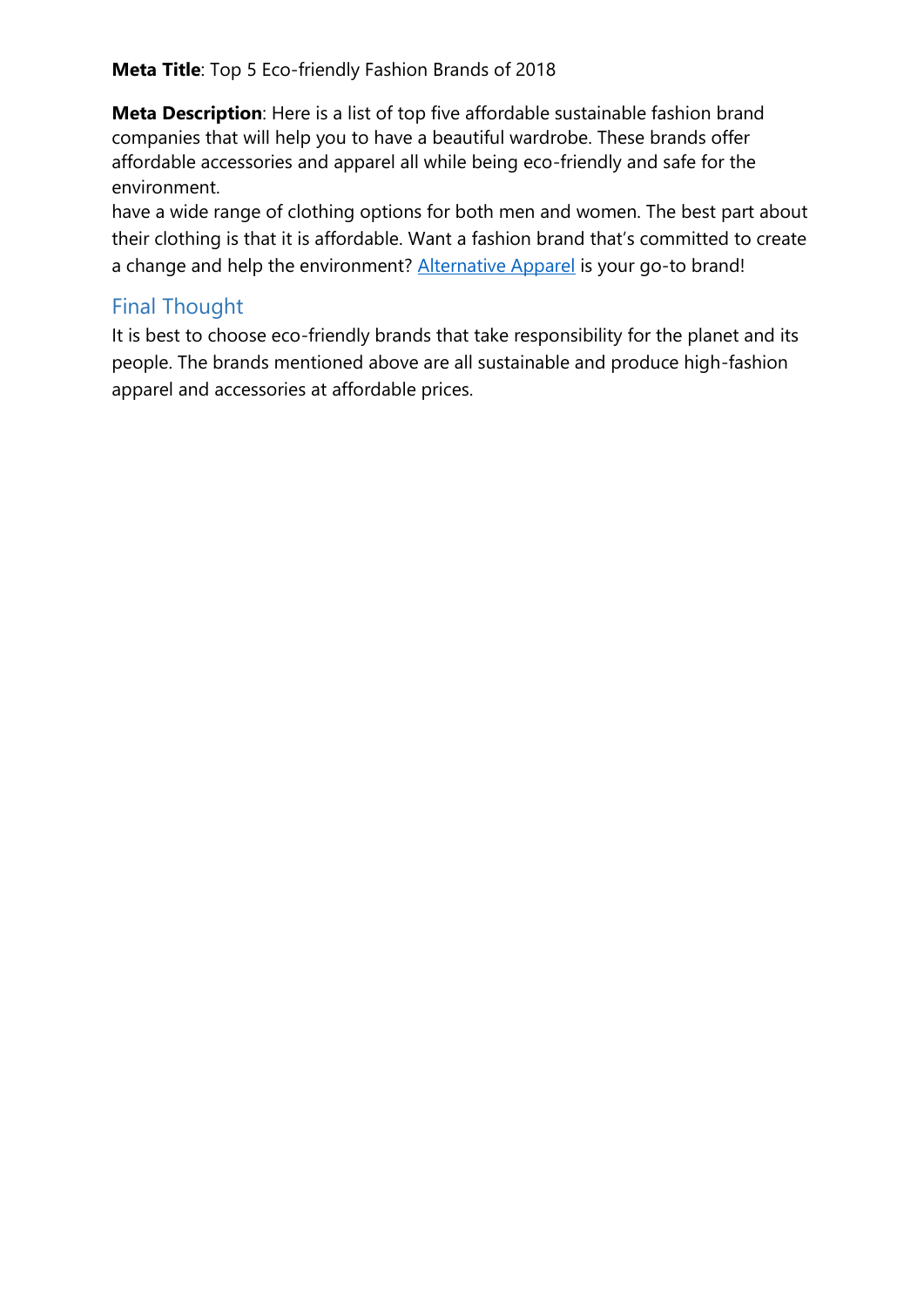**Meta Title**: Top 5 Eco-friendly Fashion Brands of 2018

**Meta Description**: Here is a list of top five affordable sustainable fashion brand companies that will help you to have a beautiful wardrobe. These brands offer affordable accessories and apparel all while being eco-friendly and safe for the environment.

have a wide range of clothing options for both men and women. The best part about their clothing is that it is affordable. Want a fashion brand that's committed to create a change and help the environment? Alternative Apparel is your go-to brand!

## Final Thought

It is best to choose eco-friendly brands that take responsibility for the planet and its people. The brands mentioned above are all sustainable and produce high-fashion apparel and accessories at affordable prices.